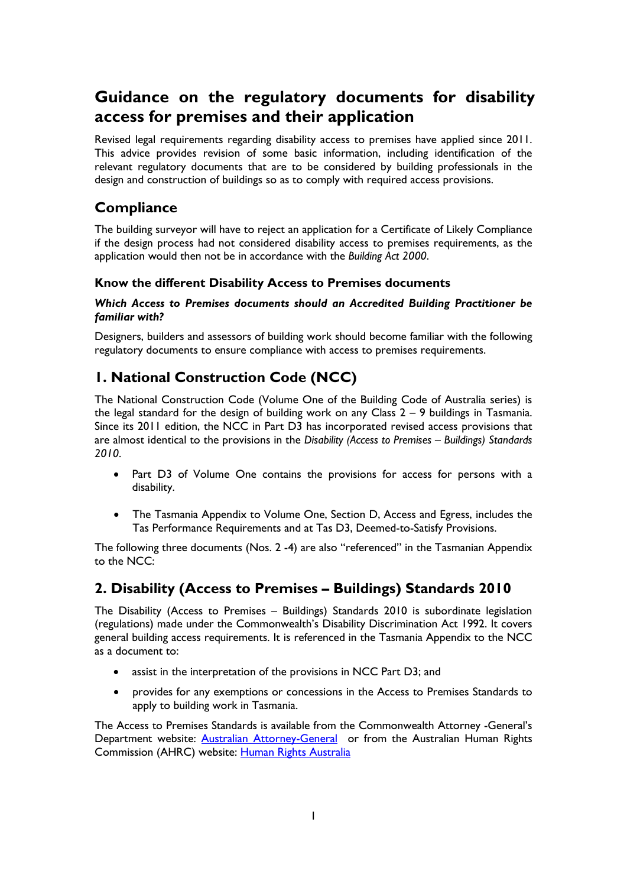# Guidance on the regulatory documents for disability access for premises and their application

Revised legal requirements regarding disability access to premises have applied since 2011. This advice provides revision of some basic information, including identification of the relevant regulatory documents that are to be considered by building professionals in the design and construction of buildings so as to comply with required access provisions.

## Compliance

The building surveyor will have to reject an application for a Certificate of Likely Compliance if the design process had not considered disability access to premises requirements, as the application would then not be in accordance with the *Building Act 2000*.

### Know the different Disability Access to Premises documents

***Which Access to Premises documents should an Accredited Building Practitioner be familiar with?***

Designers, builders and assessors of building work should become familiar with the following regulatory documents to ensure compliance with access to premises requirements.

## 1. National Construction Code (NCC)

The National Construction Code (Volume One of the Building Code of Australia series) is the legal standard for the design of building work on any Class 2 – 9 buildings in Tasmania. Since its 2011 edition, the NCC in Part D3 has incorporated revised access provisions that are almost identical to the provisions in the *Disability (Access to Premises – Buildings) Standards 2010*.

- Part D3 of Volume One contains the provisions for access for persons with a disability.
- The Tasmania Appendix to Volume One, Section D, Access and Egress, includes the Tas Performance Requirements and at Tas D3, Deemed-to-Satisfy Provisions.

The following three documents (Nos. 2 -4) are also "referenced" in the Tasmanian Appendix to the NCC:

## 2. Disability (Access to Premises – Buildings) Standards 2010

The Disability (Access to Premises – Buildings) Standards 2010 is subordinate legislation (regulations) made under the Commonwealth's Disability Discrimination Act 1992. It covers general building access requirements. It is referenced in the Tasmania Appendix to the NCC as a document to:

- assist in the interpretation of the provisions in NCC Part D3; and
- provides for any exemptions or concessions in the Access to Premises Standards to apply to building work in Tasmania.

The Access to Premises Standards is available from the Commonwealth Attorney -General's Department website: Australian Attorney-General or from the Australian Human Rights Commission (AHRC) website: Human Rights Australia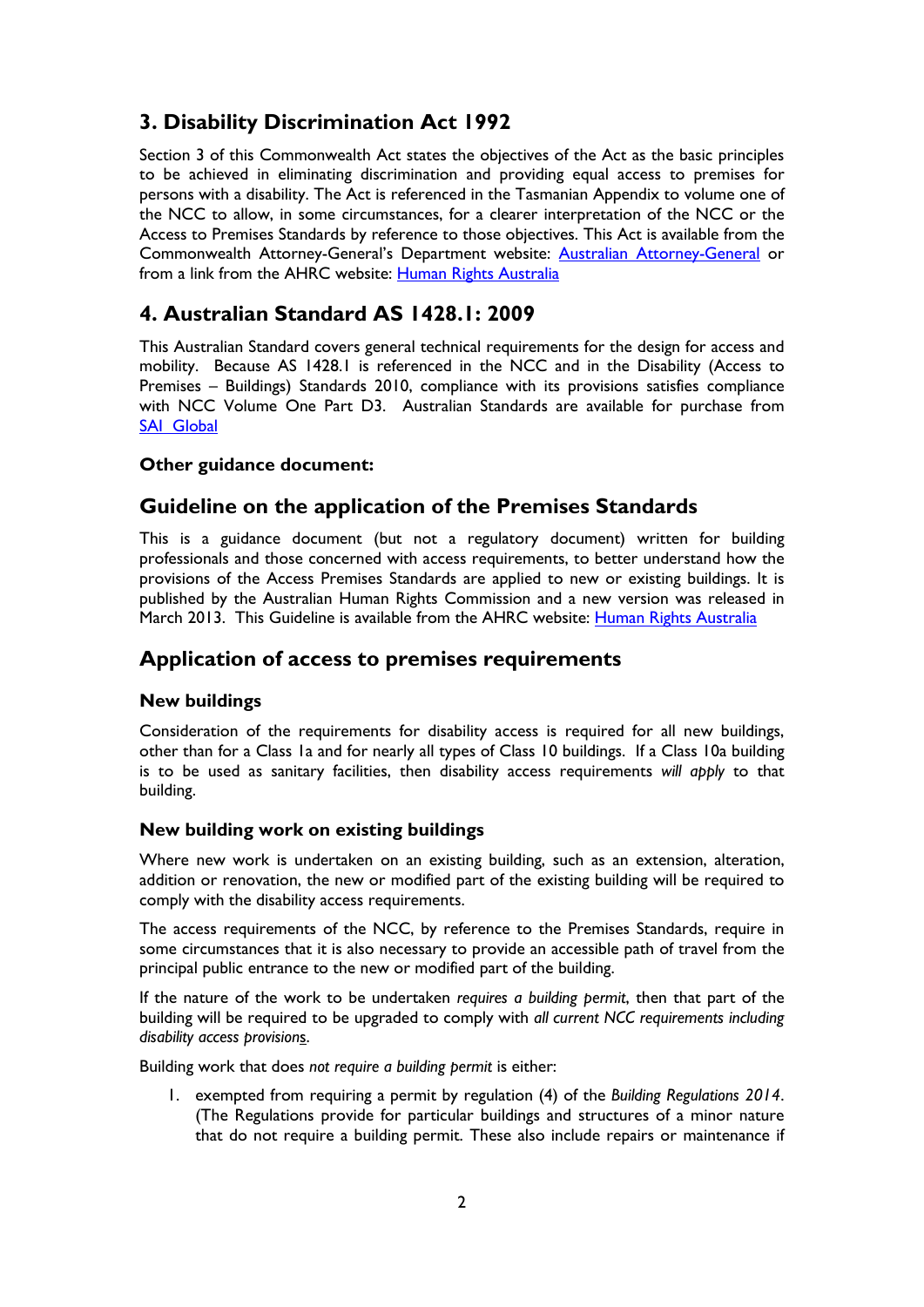## 3. Disability Discrimination Act 1992

Section 3 of this Commonwealth Act states the objectives of the Act as the basic principles to be achieved in eliminating discrimination and providing equal access to premises for persons with a disability. The Act is referenced in the Tasmanian Appendix to volume one of the NCC to allow, in some circumstances, for a clearer interpretation of the NCC or the Access to Premises Standards by reference to those objectives. This Act is available from the Commonwealth Attorney-General's Department website: [Australian Attorney-General]() or from a link from the AHRC website: [Human Rights Australia]()

## 4. Australian Standard AS 1428.1: 2009

This Australian Standard covers general technical requirements for the design for access and mobility. Because AS 1428.1 is referenced in the NCC and in the Disability (Access to Premises – Buildings) Standards 2010, compliance with its provisions satisfies compliance with NCC Volume One Part D3. Australian Standards are available for purchase from [SAI Global]()

### Other guidance document:

## Guideline on the application of the Premises Standards

This is a guidance document (but not a regulatory document) written for building professionals and those concerned with access requirements, to better understand how the provisions of the Access Premises Standards are applied to new or existing buildings. It is published by the Australian Human Rights Commission and a new version was released in March 2013. This Guideline is available from the AHRC website: [Human Rights Australia]()

## Application of access to premises requirements

### New buildings

Consideration of the requirements for disability access is required for all new buildings, other than for a Class 1a and for nearly all types of Class 10 buildings. If a Class 10a building is to be used as sanitary facilities, then disability access requirements *will apply* to that building.

### New building work on existing buildings

Where new work is undertaken on an existing building, such as an extension, alteration, addition or renovation, the new or modified part of the existing building will be required to comply with the disability access requirements.

The access requirements of the NCC, by reference to the Premises Standards, require in some circumstances that it is also necessary to provide an accessible path of travel from the principal public entrance to the new or modified part of the building.

If the nature of the work to be undertaken *requires a building permit*, then that part of the building will be required to be upgraded to comply with *all current NCC requirements including disability access provisions*.

Building work that does *not require a building permit* is either:

1. exempted from requiring a permit by regulation (4) of the *Building Regulations 2014*. (The Regulations provide for particular buildings and structures of a minor nature that do not require a building permit. These also include repairs or maintenance if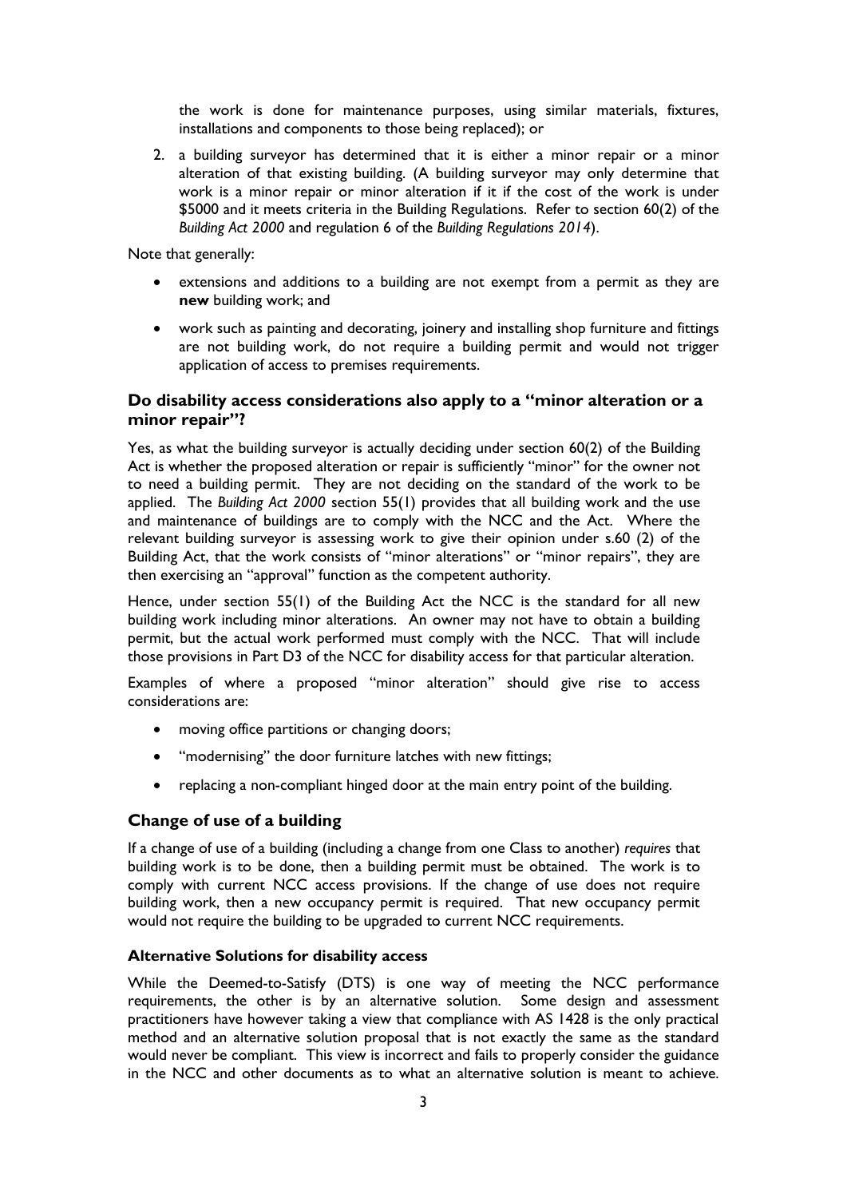the work is done for maintenance purposes, using similar materials, fixtures, installations and components to those being replaced); or

2. a building surveyor has determined that it is either a minor repair or a minor alteration of that existing building. (A building surveyor may only determine that work is a minor repair or minor alteration if it if the cost of the work is under $5000 and it meets criteria in the Building Regulations. Refer to section 60(2) of the *Building Act 2000* and regulation 6 of the *Building Regulations 2014*).

Note that generally:

- extensions and additions to a building are not exempt from a permit as they are **new** building work; and
- work such as painting and decorating, joinery and installing shop furniture and fittings are not building work, do not require a building permit and would not trigger application of access to premises requirements.

## Do disability access considerations also apply to a "minor alteration or a minor repair"?

Yes, as what the building surveyor is actually deciding under section 60(2) of the Building Act is whether the proposed alteration or repair is sufficiently "minor" for the owner not to need a building permit. They are not deciding on the standard of the work to be applied. The *Building Act 2000* section 55(1) provides that all building work and the use and maintenance of buildings are to comply with the NCC and the Act. Where the relevant building surveyor is assessing work to give their opinion under s.60 (2) of the Building Act, that the work consists of "minor alterations" or "minor repairs", they are then exercising an "approval" function as the competent authority.

Hence, under section 55(1) of the Building Act the NCC is the standard for all new building work including minor alterations. An owner may not have to obtain a building permit, but the actual work performed must comply with the NCC. That will include those provisions in Part D3 of the NCC for disability access for that particular alteration.

Examples of where a proposed "minor alteration" should give rise to access considerations are:

- moving office partitions or changing doors;
- "modernising" the door furniture latches with new fittings;
- replacing a non-compliant hinged door at the main entry point of the building.

## Change of use of a building

If a change of use of a building (including a change from one Class to another) *requires* that building work is to be done, then a building permit must be obtained. The work is to comply with current NCC access provisions. If the change of use does not require building work, then a new occupancy permit is required. That new occupancy permit would not require the building to be upgraded to current NCC requirements.

### Alternative Solutions for disability access

While the Deemed-to-Satisfy (DTS) is one way of meeting the NCC performance requirements, the other is by an alternative solution. Some design and assessment practitioners have however taking a view that compliance with AS 1428 is the only practical method and an alternative solution proposal that is not exactly the same as the standard would never be compliant. This view is incorrect and fails to properly consider the guidance in the NCC and other documents as to what an alternative solution is meant to achieve.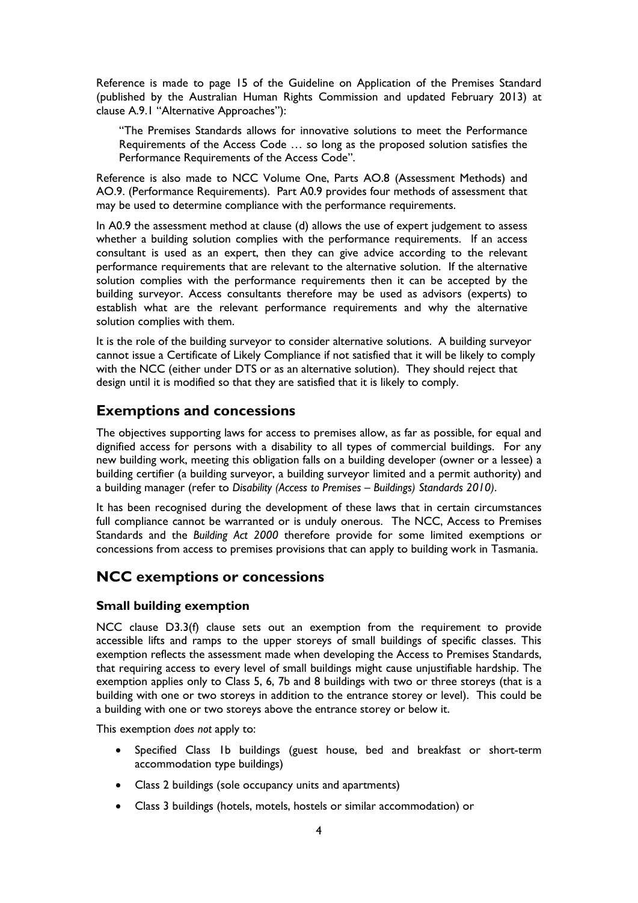Reference is made to page 15 of the Guideline on Application of the Premises Standard (published by the Australian Human Rights Commission and updated February 2013) at clause A.9.1 "Alternative Approaches"):

> "The Premises Standards allows for innovative solutions to meet the Performance Requirements of the Access Code … so long as the proposed solution satisfies the Performance Requirements of the Access Code".

Reference is also made to NCC Volume One, Parts AO.8 (Assessment Methods) and AO.9. (Performance Requirements). Part A0.9 provides four methods of assessment that may be used to determine compliance with the performance requirements.

In A0.9 the assessment method at clause (d) allows the use of expert judgement to assess whether a building solution complies with the performance requirements. If an access consultant is used as an expert, then they can give advice according to the relevant performance requirements that are relevant to the alternative solution. If the alternative solution complies with the performance requirements then it can be accepted by the building surveyor. Access consultants therefore may be used as advisors (experts) to establish what are the relevant performance requirements and why the alternative solution complies with them.

It is the role of the building surveyor to consider alternative solutions. A building surveyor cannot issue a Certificate of Likely Compliance if not satisfied that it will be likely to comply with the NCC (either under DTS or as an alternative solution). They should reject that design until it is modified so that they are satisfied that it is likely to comply.

## Exemptions and concessions

The objectives supporting laws for access to premises allow, as far as possible, for equal and dignified access for persons with a disability to all types of commercial buildings. For any new building work, meeting this obligation falls on a building developer (owner or a lessee) a building certifier (a building surveyor, a building surveyor limited and a permit authority) and a building manager (refer to *Disability (Access to Premises – Buildings) Standards 2010)*.

It has been recognised during the development of these laws that in certain circumstances full compliance cannot be warranted or is unduly onerous. The NCC, Access to Premises Standards and the *Building Act 2000* therefore provide for some limited exemptions or concessions from access to premises provisions that can apply to building work in Tasmania.

## NCC exemptions or concessions

### Small building exemption

NCC clause D3.3(f) clause sets out an exemption from the requirement to provide accessible lifts and ramps to the upper storeys of small buildings of specific classes. This exemption reflects the assessment made when developing the Access to Premises Standards, that requiring access to every level of small buildings might cause unjustifiable hardship. The exemption applies only to Class 5, 6, 7b and 8 buildings with two or three storeys (that is a building with one or two storeys in addition to the entrance storey or level). This could be a building with one or two storeys above the entrance storey or below it.

This exemption *does not* apply to:

- Specified Class 1b buildings (guest house, bed and breakfast or short-term accommodation type buildings)
- Class 2 buildings (sole occupancy units and apartments)
- Class 3 buildings (hotels, motels, hostels or similar accommodation) or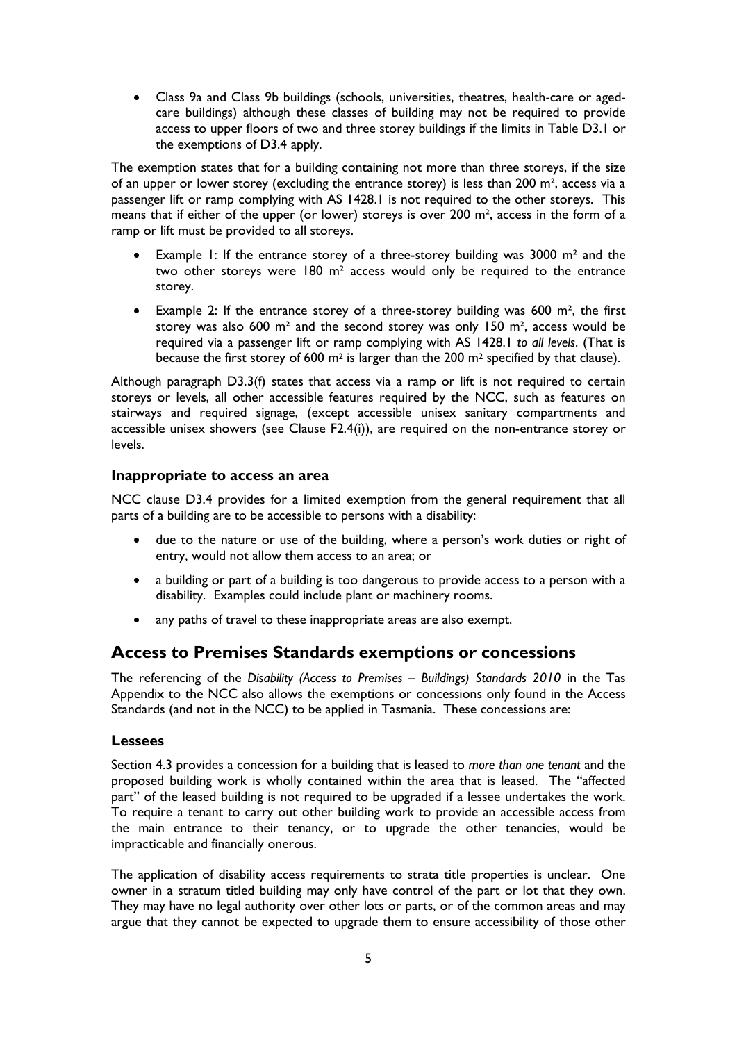- Class 9a and Class 9b buildings (schools, universities, theatres, health-care or aged-care buildings) although these classes of building may not be required to provide access to upper floors of two and three storey buildings if the limits in Table D3.1 or the exemptions of D3.4 apply.

The exemption states that for a building containing not more than three storeys, if the size of an upper or lower storey (excluding the entrance storey) is less than 200 m², access via a passenger lift or ramp complying with AS 1428.1 is not required to the other storeys. This means that if either of the upper (or lower) storeys is over 200 m², access in the form of a ramp or lift must be provided to all storeys.

- Example 1: If the entrance storey of a three-storey building was 3000 m² and the two other storeys were 180 m² access would only be required to the entrance storey.
- Example 2: If the entrance storey of a three-storey building was 600 m², the first storey was also 600 m² and the second storey was only 150 m², access would be required via a passenger lift or ramp complying with AS 1428.1 *to all levels*. (That is because the first storey of 600 m² is larger than the 200 m² specified by that clause).

Although paragraph D3.3(f) states that access via a ramp or lift is not required to certain storeys or levels, all other accessible features required by the NCC, such as features on stairways and required signage, (except accessible unisex sanitary compartments and accessible unisex showers (see Clause F2.4(i)), are required on the non-entrance storey or levels.

### Inappropriate to access an area

NCC clause D3.4 provides for a limited exemption from the general requirement that all parts of a building are to be accessible to persons with a disability:

- due to the nature or use of the building, where a person's work duties or right of entry, would not allow them access to an area; or
- a building or part of a building is too dangerous to provide access to a person with a disability. Examples could include plant or machinery rooms.
- any paths of travel to these inappropriate areas are also exempt.

## Access to Premises Standards exemptions or concessions

The referencing of the *Disability (Access to Premises – Buildings) Standards 2010* in the Tas Appendix to the NCC also allows the exemptions or concessions only found in the Access Standards (and not in the NCC) to be applied in Tasmania. These concessions are:

### Lessees

Section 4.3 provides a concession for a building that is leased to *more than one tenant* and the proposed building work is wholly contained within the area that is leased. The "affected part" of the leased building is not required to be upgraded if a lessee undertakes the work. To require a tenant to carry out other building work to provide an accessible access from the main entrance to their tenancy, or to upgrade the other tenancies, would be impracticable and financially onerous.

The application of disability access requirements to strata title properties is unclear. One owner in a stratum titled building may only have control of the part or lot that they own. They may have no legal authority over other lots or parts, or of the common areas and may argue that they cannot be expected to upgrade them to ensure accessibility of those other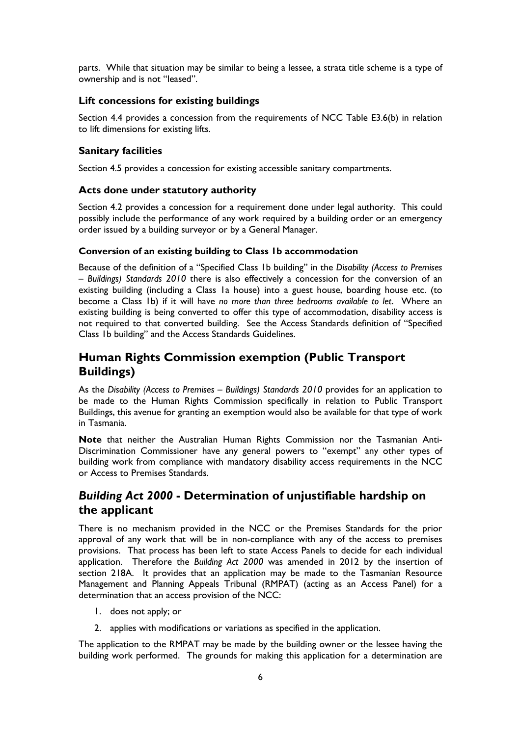parts. While that situation may be similar to being a lessee, a strata title scheme is a type of ownership and is not "leased".

### Lift concessions for existing buildings

Section 4.4 provides a concession from the requirements of NCC Table E3.6(b) in relation to lift dimensions for existing lifts.

### Sanitary facilities

Section 4.5 provides a concession for existing accessible sanitary compartments.

### Acts done under statutory authority

Section 4.2 provides a concession for a requirement done under legal authority. This could possibly include the performance of any work required by a building order or an emergency order issued by a building surveyor or by a General Manager.

#### Conversion of an existing building to Class 1b accommodation

Because of the definition of a "Specified Class 1b building" in the *Disability (Access to Premises – Buildings) Standards 2010* there is also effectively a concession for the conversion of an existing building (including a Class 1a house) into a guest house, boarding house etc. (to become a Class 1b) if it will have *no more than three bedrooms available to let*. Where an existing building is being converted to offer this type of accommodation, disability access is not required to that converted building. See the Access Standards definition of "Specified Class 1b building" and the Access Standards Guidelines.

## Human Rights Commission exemption (Public Transport Buildings)

As the *Disability (Access to Premises – Buildings) Standards 2010* provides for an application to be made to the Human Rights Commission specifically in relation to Public Transport Buildings, this avenue for granting an exemption would also be available for that type of work in Tasmania.

**Note** that neither the Australian Human Rights Commission nor the Tasmanian Anti-Discrimination Commissioner have any general powers to "exempt" any other types of building work from compliance with mandatory disability access requirements in the NCC or Access to Premises Standards.

## *Building Act 2000* - Determination of unjustifiable hardship on the applicant

There is no mechanism provided in the NCC or the Premises Standards for the prior approval of any work that will be in non-compliance with any of the access to premises provisions. That process has been left to state Access Panels to decide for each individual application. Therefore the *Building Act 2000* was amended in 2012 by the insertion of section 218A. It provides that an application may be made to the Tasmanian Resource Management and Planning Appeals Tribunal (RMPAT) (acting as an Access Panel) for a determination that an access provision of the NCC:

1. does not apply; or
2. applies with modifications or variations as specified in the application.

The application to the RMPAT may be made by the building owner or the lessee having the building work performed. The grounds for making this application for a determination are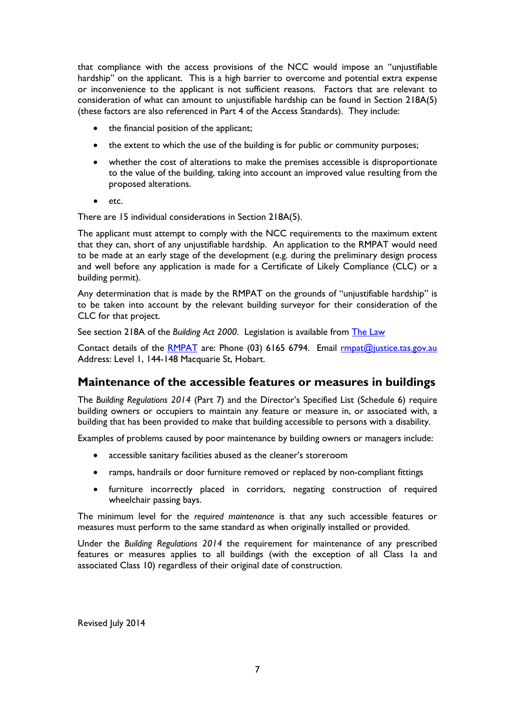that compliance with the access provisions of the NCC would impose an "unjustifiable hardship" on the applicant. This is a high barrier to overcome and potential extra expense or inconvenience to the applicant is not sufficient reasons. Factors that are relevant to consideration of what can amount to unjustifiable hardship can be found in Section 218A(5) (these factors are also referenced in Part 4 of the Access Standards). They include:

- the financial position of the applicant;
- the extent to which the use of the building is for public or community purposes;
- whether the cost of alterations to make the premises accessible is disproportionate to the value of the building, taking into account an improved value resulting from the proposed alterations.
- etc.

There are 15 individual considerations in Section 218A(5).

The applicant must attempt to comply with the NCC requirements to the maximum extent that they can, short of any unjustifiable hardship. An application to the RMPAT would need to be made at an early stage of the development (e.g. during the preliminary design process and well before any application is made for a Certificate of Likely Compliance (CLC) or a building permit).

Any determination that is made by the RMPAT on the grounds of "unjustifiable hardship" is to be taken into account by the relevant building surveyor for their consideration of the CLC for that project.

See section 218A of the *Building Act 2000*. Legislation is available from The Law

Contact details of the RMPAT are: Phone (03) 6165 6794. Email rmpat@justice.tas.gov.au Address: Level 1, 144-148 Macquarie St, Hobart.

## Maintenance of the accessible features or measures in buildings

The *Building Regulations 2014* (Part 7) and the Director's Specified List (Schedule 6) require building owners or occupiers to maintain any feature or measure in, or associated with, a building that has been provided to make that building accessible to persons with a disability.

Examples of problems caused by poor maintenance by building owners or managers include:

- accessible sanitary facilities abused as the cleaner's storeroom
- ramps, handrails or door furniture removed or replaced by non-compliant fittings
- furniture incorrectly placed in corridors, negating construction of required wheelchair passing bays.

The minimum level for the *required maintenance* is that any such accessible features or measures must perform to the same standard as when originally installed or provided.

Under the *Building Regulations 2014* the requirement for maintenance of any prescribed features or measures applies to all buildings (with the exception of all Class 1a and associated Class 10) regardless of their original date of construction.

Revised July 2014